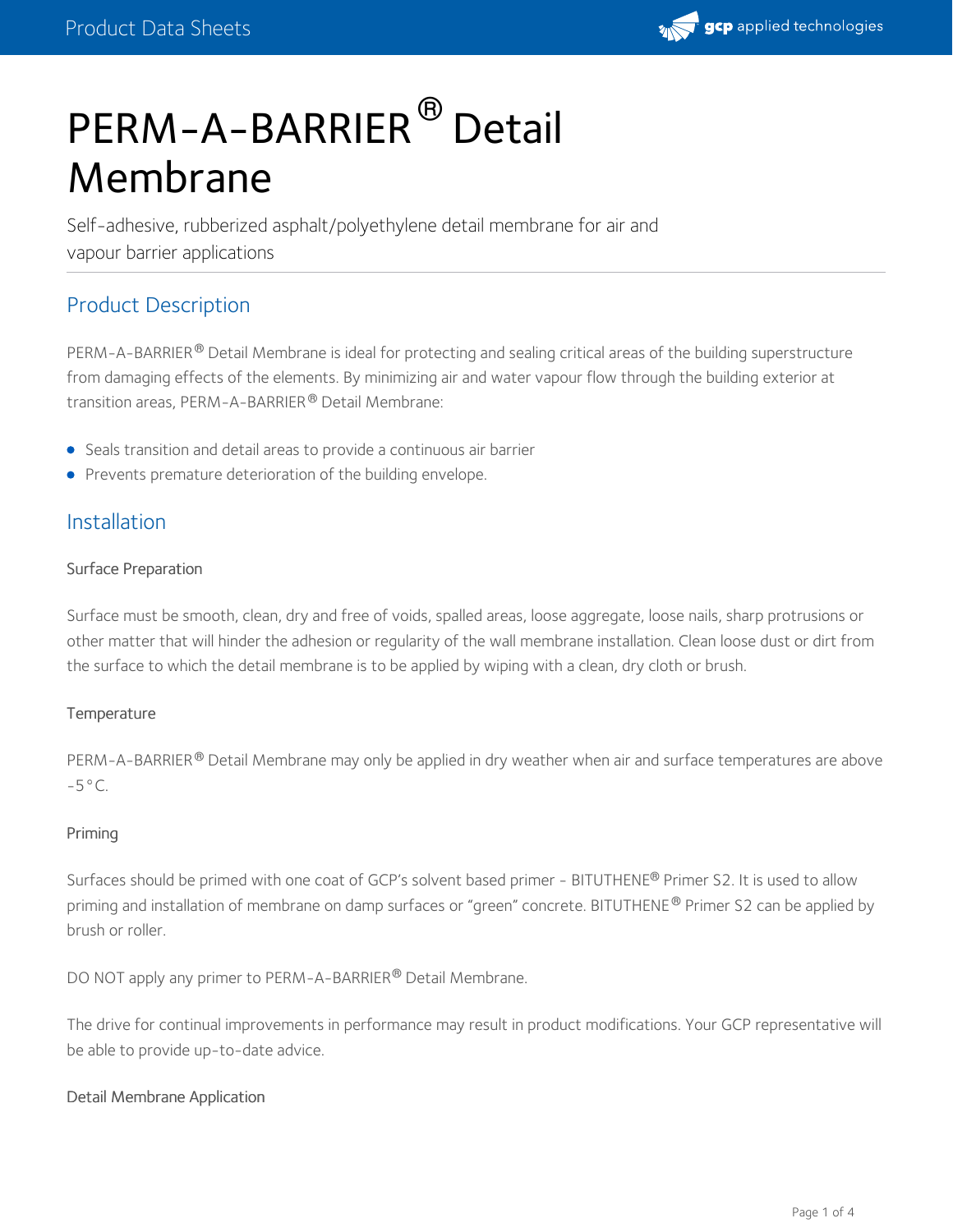# PERM-A-BARRIER® Detail Membrane

Self-adhesive, rubberized asphalt/polyethylene detail membrane for air and vapour barrier applications

## Product Description

PERM-A-BARRIER® Detail Membrane is ideal for protecting and sealing critical areas of the building superstructure from damaging effects of the elements. By minimizing air and water vapour flow through the building exterior at transition areas, PERM-A-BARRIER® Detail Membrane:

- Seals transition and detail areas to provide a continuous air barrier
- Prevents premature deterioration of the building envelope.

## Installation

### Surface Preparation

Surface must be smooth, clean, dry and free of voids, spalled areas, loose aggregate, loose nails, sharp protrusions or other matter that will hinder the adhesion or regularity of the wall membrane installation. Clean loose dust or dirt from the surface to which the detail membrane is to be applied by wiping with a clean, dry cloth or brush.

### Temperature

PERM-A-BARRIER® Detail Membrane may only be applied in dry weather when air and surface temperatures are above -5°C.

### Priming

Surfaces should be primed with one coat of GCP's solvent based primer - BITUTHENE® Primer S2. It is used to allow priming and installation of membrane on damp surfaces or "green" concrete. BITUTHENE® Primer S2 can be applied by brush or roller.

DO NOT apply any primer to PERM-A-BARRIER® Detail Membrane.

The drive for continual improvements in performance may result in product modifications. Your GCP representative will be able to provide up-to-date advice.

### Detail Membrane Application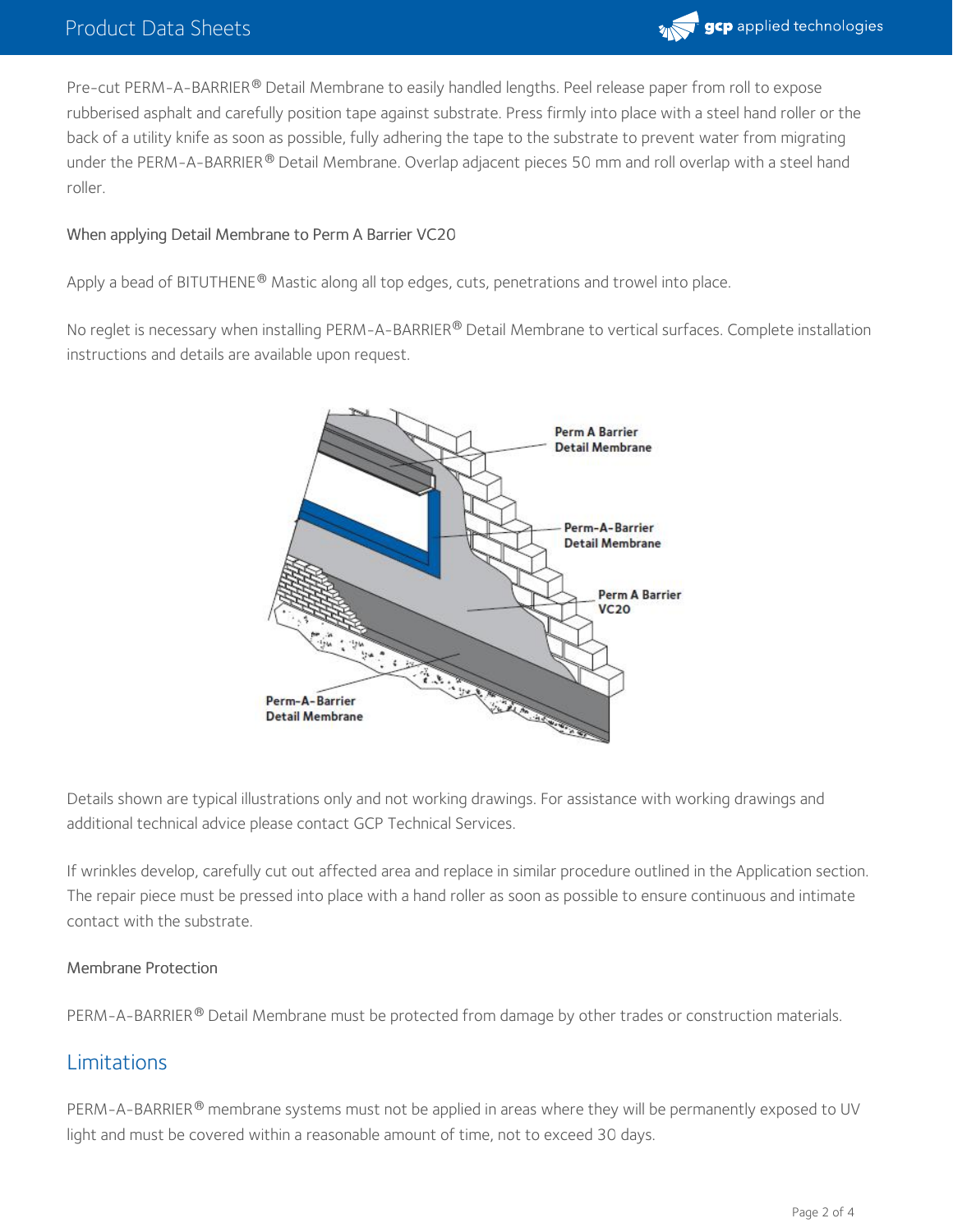Pre-cut PERM-A-BARRIER® Detail Membrane to easily handled lengths. Peel release paper from roll to expose rubberised asphalt and carefully position tape against substrate. Press firmly into place with a steel hand roller or the back of a utility knife as soon as possible, fully adhering the tape to the substrate to prevent water from migrating under the PERM-A-BARRIER® Detail Membrane. Overlap adjacent pieces 50 mm and roll overlap with a steel hand roller.

When applying Detail Membrane to Perm A Barrier VC20

Apply a bead of BITUTHENE® Mastic along all top edges, cuts, penetrations and trowel into place.

No reglet is necessary when installing PERM-A-BARRIER® Detail Membrane to vertical surfaces. Complete installation instructions and details are available upon request.

Perm A Barrier Detail Membrane

Perm-A-Barrier Detail Membrane

Perm A Barrier VC20

Perm-A-Barrier Detail Membrane

Details shown are typical illustrations only and not working drawings. For assistance with working drawings and additional technical advice please contact GCP Technical Services.

If wrinkles develop, carefully cut out affected area and replace in similar procedure outlined in the Application section. The repair piece must be pressed into place with a hand roller as soon as possible to ensure continuous and intimate contact with the substrate.

Membrane Protection

PERM-A-BARRIER® Detail Membrane must be protected from damage by other trades or construction materials.

## Limitations

PERM-A-BARRIER® membrane systems must not be applied in areas where they will be permanently exposed to UV light and must be covered within a reasonable amount of time, not to exceed 30 days.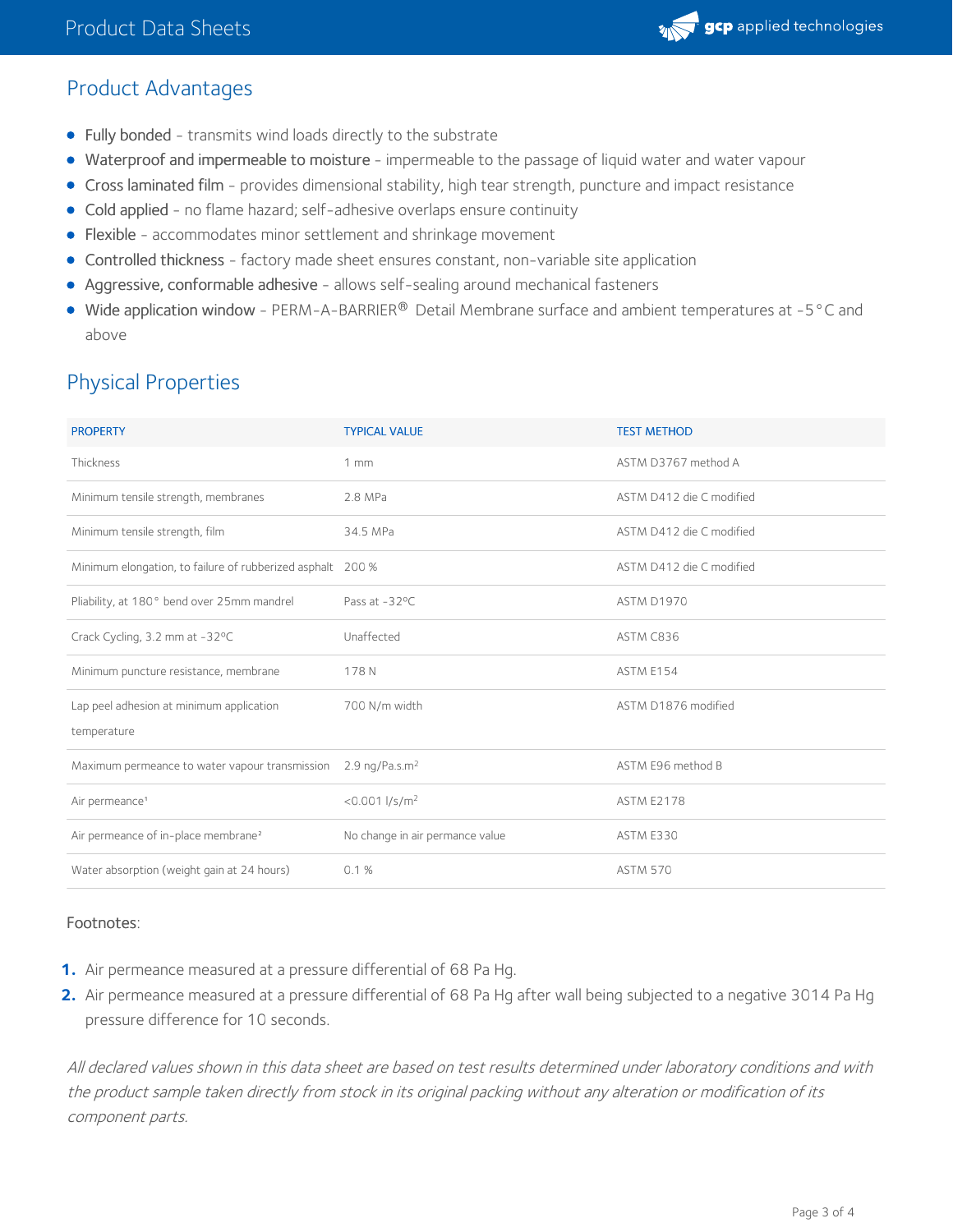## Product Advantages

- Fully bonded - transmits wind loads directly to the substrate
- Waterproof and impermeable to moisture - impermeable to the passage of liquid water and water vapour
- Cross laminated film - provides dimensional stability, high tear strength, puncture and impact resistance
- Cold applied - no flame hazard; self-adhesive overlaps ensure continuity
- Flexible - accommodates minor settlement and shrinkage movement
- Controlled thickness - factory made sheet ensures constant, non-variable site application
- Aggressive, conformable adhesive - allows self-sealing around mechanical fasteners
- Wide application window - PERM-A-BARRIER® Detail Membrane surface and ambient temperatures at -5°C and above

## Physical Properties

| PROPERTY | TYPICAL VALUE | TEST METHOD |
|---|---|---|
| Thickness | 1 mm | ASTM D3767 method A |
| Minimum tensile strength, membranes | 2.8 MPa | ASTM D412 die C modified |
| Minimum tensile strength, film | 34.5 MPa | ASTM D412 die C modified |
| Minimum elongation, to failure of rubberized asphalt | 200 % | ASTM D412 die C modified |
| Pliability, at 180° bend over 25mm mandrel | Pass at -32ºC | ASTM D1970 |
| Crack Cycling, 3.2 mm at -32ºC | Unaffected | ASTM C836 |
| Minimum puncture resistance, membrane | 178 N | ASTM E154 |
| Lap peel adhesion at minimum application temperature | 700 N/m width | ASTM D1876 modified |
| Maximum permeance to water vapour transmission | 2.9 ng/Pa.s.$m^2$ | ASTM E96 method B |
| Air permeance[1] | <0.001 l/s/$m^2$ | ASTM E2178 |
| Air permeance of in-place membrane[2] | No change in air permance value | ASTM E330 |
| Water absorption (weight gain at 24 hours) | 0.1 % | ASTM 570 |

Footnotes:

1. Air permeance measured at a pressure differential of 68 Pa Hg.
2. Air permeance measured at a pressure differential of 68 Pa Hg after wall being subjected to a negative 3014 Pa Hg pressure difference for 10 seconds.

*All declared values shown in this data sheet are based on test results determined under laboratory conditions and with the product sample taken directly from stock in its original packing without any alteration or modification of its component parts.*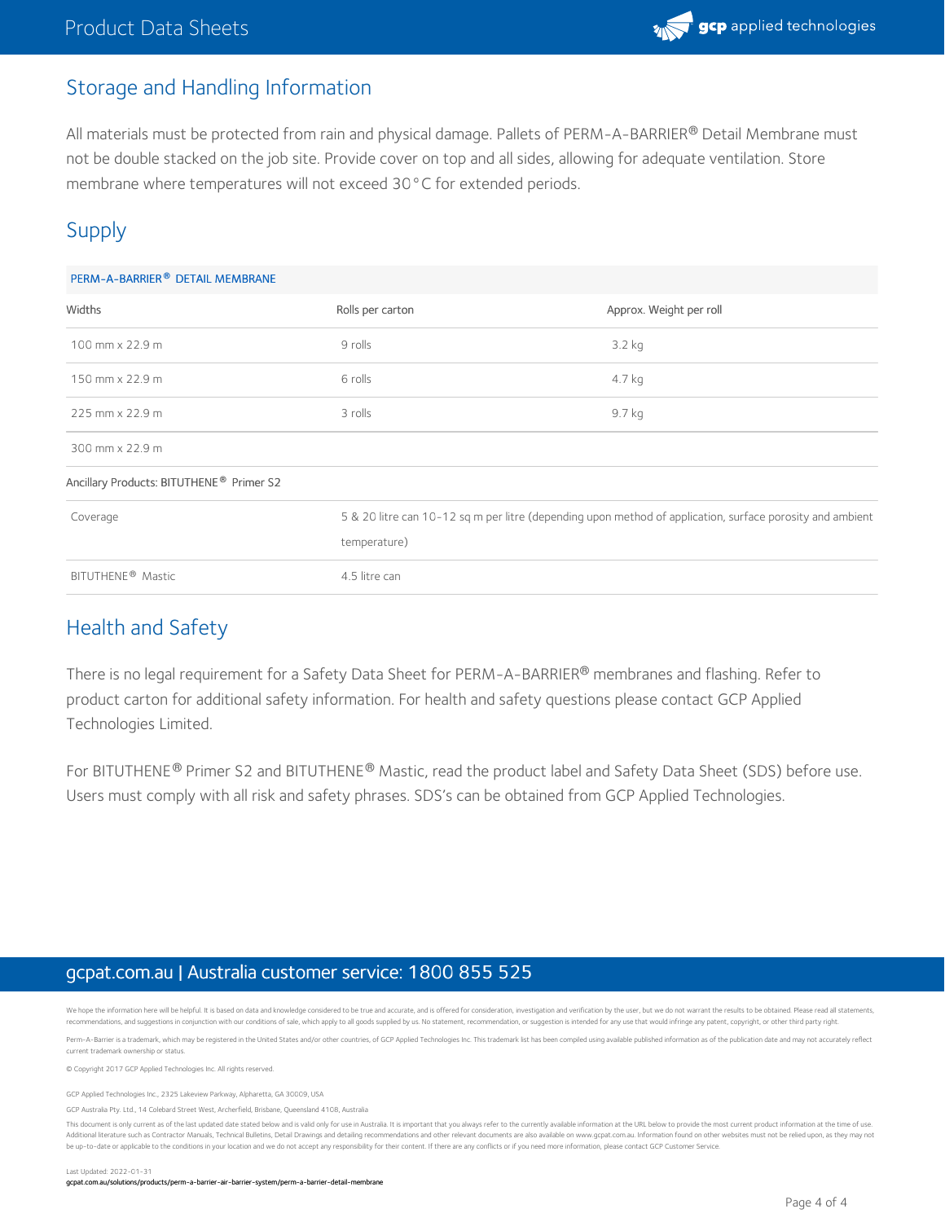## Storage and Handling Information

All materials must be protected from rain and physical damage. Pallets of PERM-A-BARRIER® Detail Membrane must not be double stacked on the job site. Provide cover on top and all sides, allowing for adequate ventilation. Store membrane where temperatures will not exceed 30°C for extended periods.

## Supply

| PERM-A-BARRIER® DETAIL MEMBRANE | | |
|---|---|---|
| Widths | Rolls per carton | Approx. Weight per roll |
| 100 mm x 22.9 m | 9 rolls | 3.2 kg |
| 150 mm x 22.9 m | 6 rolls | 4.7 kg |
| 225 mm x 22.9 m | 3 rolls | 9.7 kg |
| 300 mm x 22.9 m | | |
| Ancillary Products: BITUTHENE® Primer S2 | | |
| Coverage | 5 & 20 litre can 10-12 sq m per litre (depending upon method of application, surface porosity and ambient temperature) | |
| BITUTHENE® Mastic | 4.5 litre can | |

## Health and Safety

There is no legal requirement for a Safety Data Sheet for PERM-A-BARRIER® membranes and flashing. Refer to product carton for additional safety information. For health and safety questions please contact GCP Applied Technologies Limited.

For BITUTHENE® Primer S2 and BITUTHENE® Mastic, read the product label and Safety Data Sheet (SDS) before use. Users must comply with all risk and safety phrases. SDS's can be obtained from GCP Applied Technologies.

gcpat.com.au | Australia customer service: 1800 855 525

We hope the information here will be helpful. It is based on data and knowledge considered to be true and accurate, and is offered for consideration, investigation and verification by the user, but we do not warrant the results to be obtained. Please read all statements, recommendations, and suggestions in conjunction with our conditions of sale, which apply to all goods supplied by us. No statement, recommendation, or suggestion is intended for any use that would infringe any patent, copyright, or other third party right.

Perm-A-Barrier is a trademark, which may be registered in the United States and/or other countries, of GCP Applied Technologies Inc. This trademark list has been compiled using available published information as of the publication date and may not accurately reflect current trademark ownership or status.

© Copyright 2017 GCP Applied Technologies Inc. All rights reserved.

GCP Applied Technologies Inc., 2325 Lakeview Parkway, Alpharetta, GA 30009, USA

GCP Australia Pty. Ltd., 14 Colebard Street West, Archerfield, Brisbane, Queensland 4108, Australia

This document is only current as of the last updated date stated below and is valid only for use in Australia. It is important that you always refer to the currently available information at the URL below to provide the most current product information at the time of use. Additional literature such as Contractor Manuals, Technical Bulletins, Detail Drawings and detailing recommendations and other relevant documents are also available on www.gcpat.com.au. Information found on other websites must not be relied upon, as they may not be up-to-date or applicable to the conditions in your location and we do not accept any responsibility for their content. If there are any conflicts or if you need more information, please contact GCP Customer Service.

Last Updated: 2022-01-31

gcpat.com.au/solutions/products/perm-a-barrier-air-barrier-system/perm-a-barrier-detail-membrane